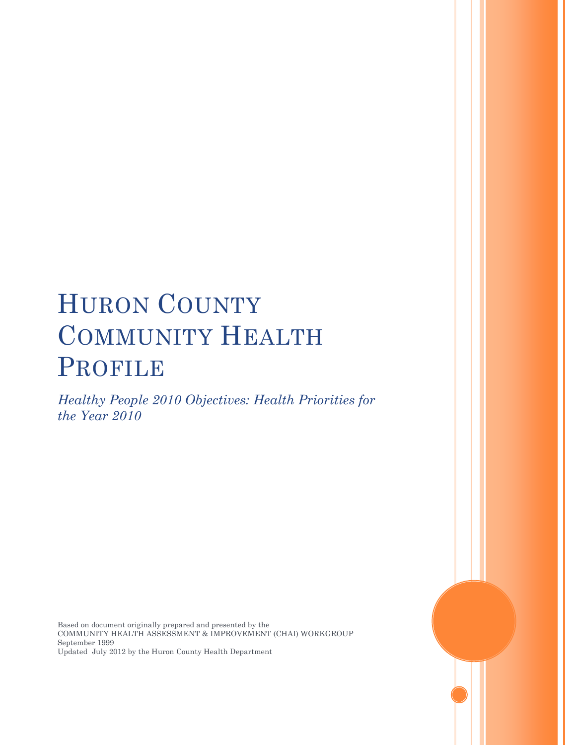# Huron County Community Health Profile

*Healthy People 2010 Objectives: Health Priorities for the Year 2010*

Based on document originally prepared and presented by the
COMMUNITY HEALTH ASSESSMENT & IMPROVEMENT (CHAI) WORKGROUP
September 1999
Updated July 2012 by the Huron County Health Department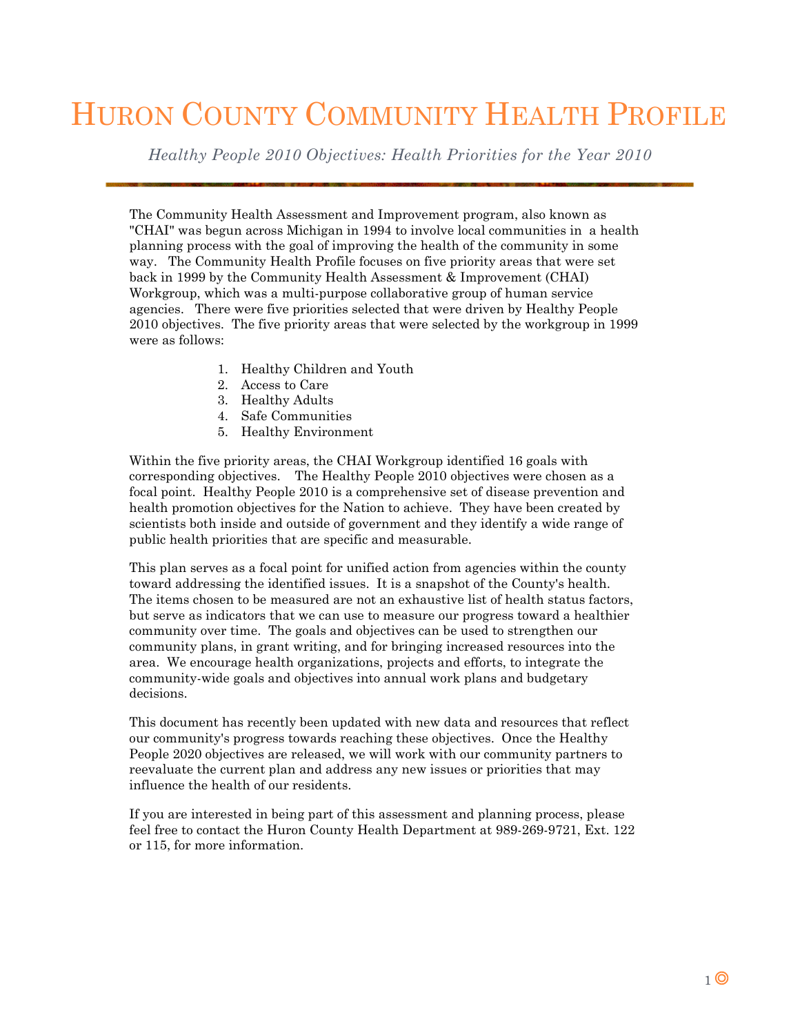# Huron County Community Health Profile

*Healthy People 2010 Objectives: Health Priorities for the Year 2010*

The Community Health Assessment and Improvement program, also known as "CHAI" was begun across Michigan in 1994 to involve local communities in a health planning process with the goal of improving the health of the community in some way. The Community Health Profile focuses on five priority areas that were set back in 1999 by the Community Health Assessment & Improvement (CHAI) Workgroup, which was a multi-purpose collaborative group of human service agencies. There were five priorities selected that were driven by Healthy People 2010 objectives. The five priority areas that were selected by the workgroup in 1999 were as follows:

1. Healthy Children and Youth
2. Access to Care
3. Healthy Adults
4. Safe Communities
5. Healthy Environment

Within the five priority areas, the CHAI Workgroup identified 16 goals with corresponding objectives. The Healthy People 2010 objectives were chosen as a focal point. Healthy People 2010 is a comprehensive set of disease prevention and health promotion objectives for the Nation to achieve. They have been created by scientists both inside and outside of government and they identify a wide range of public health priorities that are specific and measurable.

This plan serves as a focal point for unified action from agencies within the county toward addressing the identified issues. It is a snapshot of the County's health. The items chosen to be measured are not an exhaustive list of health status factors, but serve as indicators that we can use to measure our progress toward a healthier community over time. The goals and objectives can be used to strengthen our community plans, in grant writing, and for bringing increased resources into the area. We encourage health organizations, projects and efforts, to integrate the community-wide goals and objectives into annual work plans and budgetary decisions.

This document has recently been updated with new data and resources that reflect our community's progress towards reaching these objectives. Once the Healthy People 2020 objectives are released, we will work with our community partners to reevaluate the current plan and address any new issues or priorities that may influence the health of our residents.

If you are interested in being part of this assessment and planning process, please feel free to contact the Huron County Health Department at 989-269-9721, Ext. 122 or 115, for more information.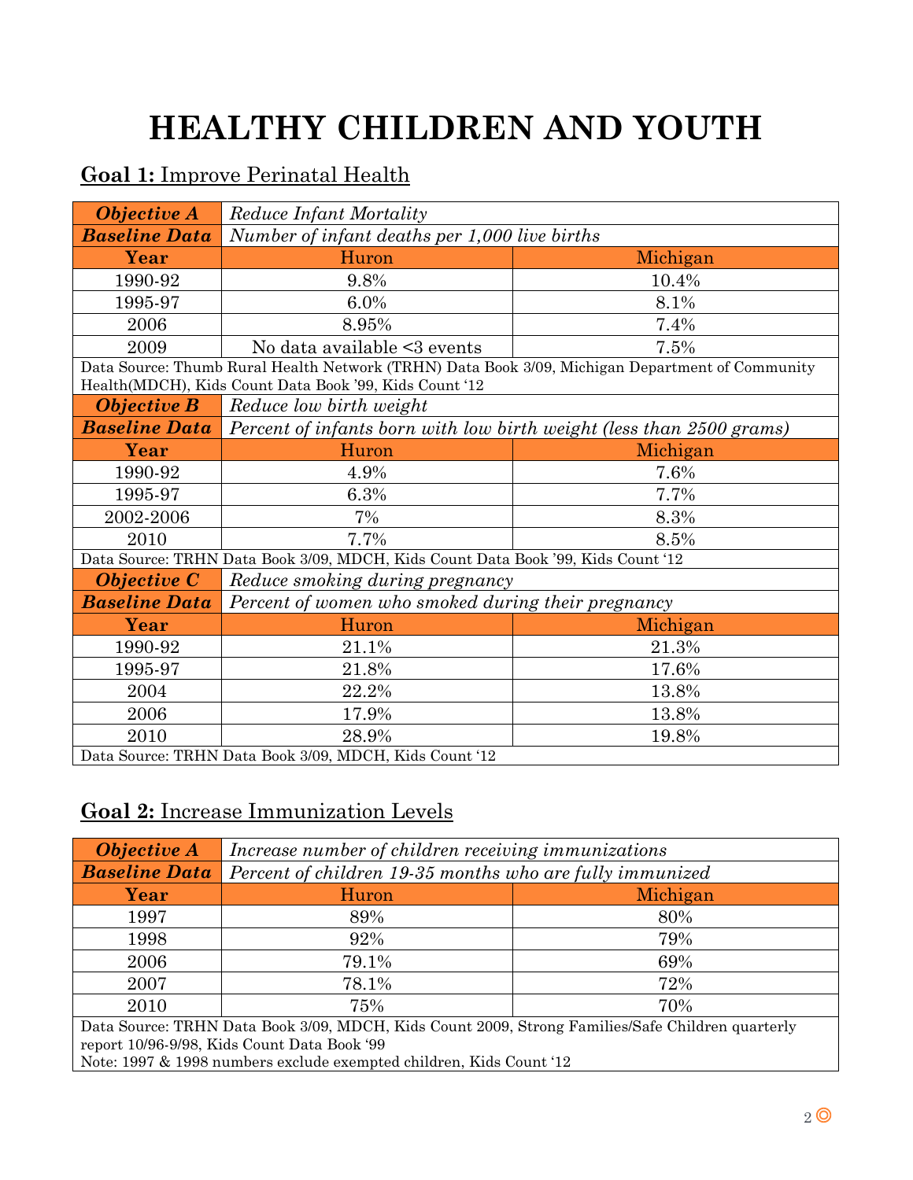# HEALTHY CHILDREN AND YOUTH

## **Goal 1:** Improve Perinatal Health

| ***Objective A*** | *Reduce Infant Mortality* | |
|---|---|---|
| ***Baseline Data*** | *Number of infant deaths per 1,000 live births* | |
| **Year** | Huron | Michigan |
| 1990-92 | 9.8% | 10.4% |
| 1995-97 | 6.0% | 8.1% |
| 2006 | 8.95% | 7.4% |
| 2009 | No data available <3 events | 7.5% |
| Data Source: Thumb Rural Health Network (TRHN) Data Book 3/09, Michigan Department of Community Health(MDCH), Kids Count Data Book '99, Kids Count '12 | | |
| ***Objective B*** | *Reduce low birth weight* | |
| ***Baseline Data*** | *Percent of infants born with low birth weight (less than 2500 grams)* | |
| **Year** | Huron | Michigan |
| 1990-92 | 4.9% | 7.6% |
| 1995-97 | 6.3% | 7.7% |
| 2002-2006 | 7% | 8.3% |
| 2010 | 7.7% | 8.5% |
| Data Source: TRHN Data Book 3/09, MDCH, Kids Count Data Book '99, Kids Count '12 | | |
| ***Objective C*** | *Reduce smoking during pregnancy* | |
| ***Baseline Data*** | *Percent of women who smoked during their pregnancy* | |
| **Year** | Huron | Michigan |
| 1990-92 | 21.1% | 21.3% |
| 1995-97 | 21.8% | 17.6% |
| 2004 | 22.2% | 13.8% |
| 2006 | 17.9% | 13.8% |
| 2010 | 28.9% | 19.8% |
| Data Source: TRHN Data Book 3/09, MDCH, Kids Count '12 | | |

## **Goal 2:** Increase Immunization Levels

| ***Objective A*** | *Increase number of children receiving immunizations* | |
|---|---|---|
| ***Baseline Data*** | *Percent of children 19-35 months who are fully immunized* | |
| **Year** | Huron | Michigan |
| 1997 | 89% | 80% |
| 1998 | 92% | 79% |
| 2006 | 79.1% | 69% |
| 2007 | 78.1% | 72% |
| 2010 | 75% | 70% |
| Data Source: TRHN Data Book 3/09, MDCH, Kids Count 2009, Strong Families/Safe Children quarterly report 10/96-9/98, Kids Count Data Book '99<br>Note: 1997 & 1998 numbers exclude exempted children, Kids Count '12 | | |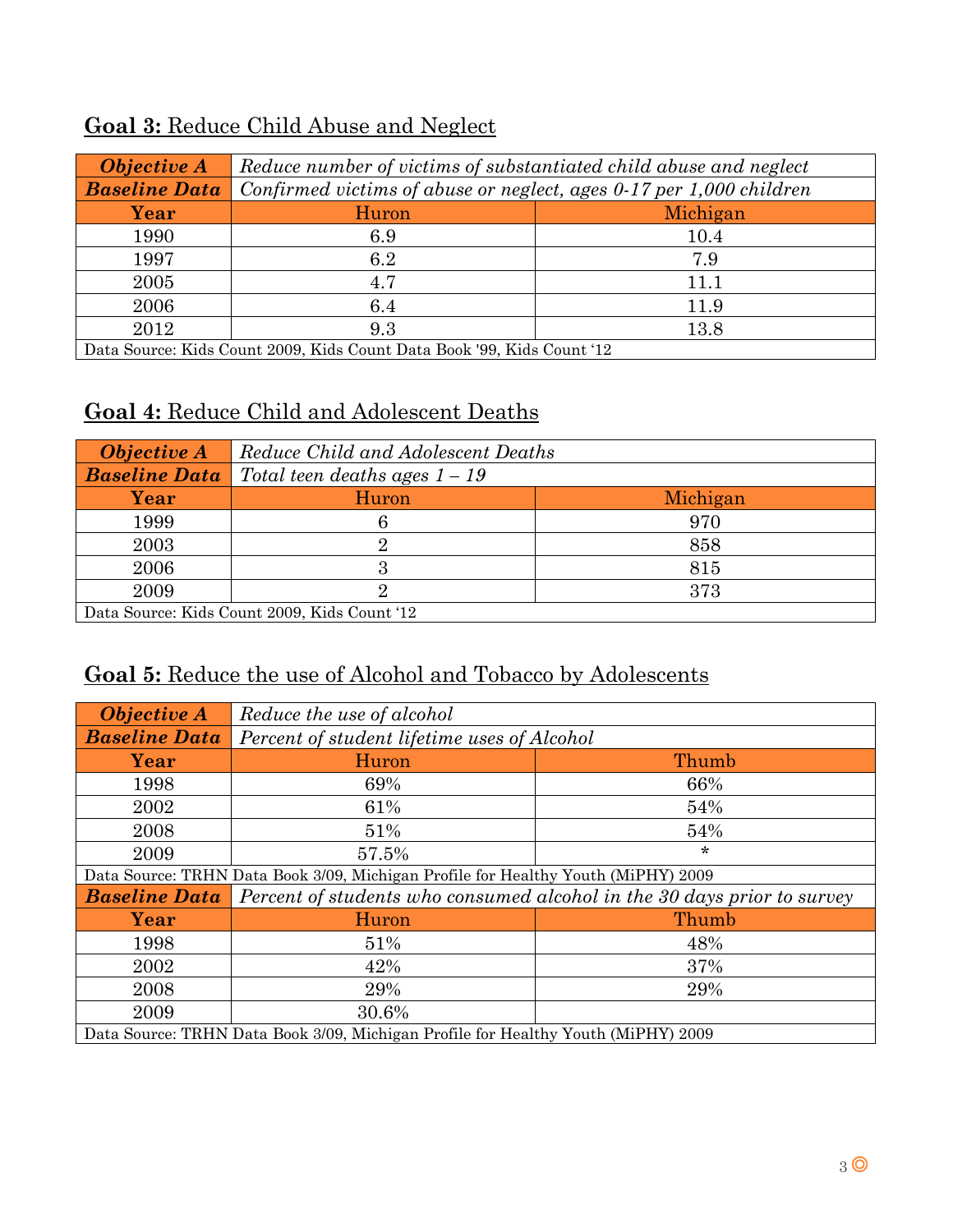## **Goal 3:** Reduce Child Abuse and Neglect

| ***Objective A*** | *Reduce number of victims of substantiated child abuse and neglect* | |
|---|---|---|
| ***Baseline Data*** | *Confirmed victims of abuse or neglect, ages 0-17 per 1,000 children* | |
| **Year** | Huron | Michigan |
| 1990 | 6.9 | 10.4 |
| 1997 | 6.2 | 7.9 |
| 2005 | 4.7 | 11.1 |
| 2006 | 6.4 | 11.9 |
| 2012 | 9.3 | 13.8 |
| Data Source: Kids Count 2009, Kids Count Data Book '99, Kids Count '12 | | |

## **Goal 4:** Reduce Child and Adolescent Deaths

| ***Objective A*** | *Reduce Child and Adolescent Deaths* | |
|---|---|---|
| ***Baseline Data*** | *Total teen deaths ages 1 – 19* | |
| **Year** | Huron | Michigan |
| 1999 | 6 | 970 |
| 2003 | 2 | 858 |
| 2006 | 3 | 815 |
| 2009 | 2 | 373 |
| Data Source: Kids Count 2009, Kids Count '12 | | |

## **Goal 5:** Reduce the use of Alcohol and Tobacco by Adolescents

| ***Objective A*** | *Reduce the use of alcohol* | |
|---|---|---|
| ***Baseline Data*** | *Percent of student lifetime uses of Alcohol* | |
| **Year** | Huron | Thumb |
| 1998 | 69% | 66% |
| 2002 | 61% | 54% |
| 2008 | 51% | 54% |
| 2009 | 57.5% | * |
| Data Source: TRHN Data Book 3/09, Michigan Profile for Healthy Youth (MiPHY) 2009 | | |
| ***Baseline Data*** | *Percent of students who consumed alcohol in the 30 days prior to survey* | |
| **Year** | Huron | Thumb |
| 1998 | 51% | 48% |
| 2002 | 42% | 37% |
| 2008 | 29% | 29% |
| 2009 | 30.6% | |
| Data Source: TRHN Data Book 3/09, Michigan Profile for Healthy Youth (MiPHY) 2009 | | |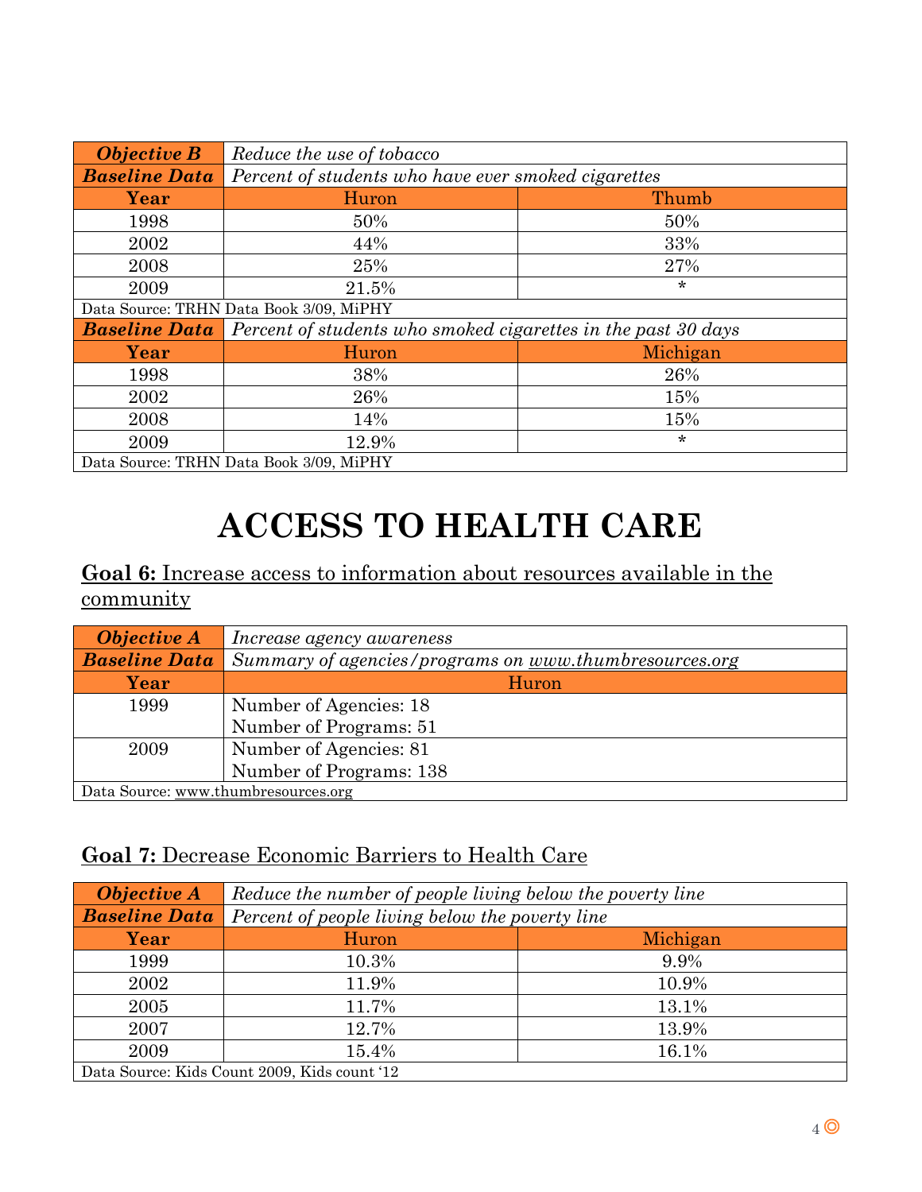| ***Objective B*** | *Reduce the use of tobacco* | |
|---|---|---|
| ***Baseline Data*** | *Percent of students who have ever smoked cigarettes* | |
| **Year** | Huron | Thumb |
| 1998 | 50% | 50% |
| 2002 | 44% | 33% |
| 2008 | 25% | 27% |
| 2009 | 21.5% | * |
| Data Source: TRHN Data Book 3/09, MiPHY | | |
| ***Baseline Data*** | *Percent of students who smoked cigarettes in the past 30 days* | |
| **Year** | Huron | Michigan |
| 1998 | 38% | 26% |
| 2002 | 26% | 15% |
| 2008 | 14% | 15% |
| 2009 | 12.9% | * |
| Data Source: TRHN Data Book 3/09, MiPHY | | |

# ACCESS TO HEALTH CARE

## **Goal 6:** Increase access to information about resources available in the community

| ***Objective A*** | *Increase agency awareness* |
|---|---|
| ***Baseline Data*** | *Summary of agencies/programs on www.thumbresources.org* |
| **Year** | Huron |
| 1999 | Number of Agencies: 18<br>Number of Programs: 51 |
| 2009 | Number of Agencies: 81<br>Number of Programs: 138 |
| Data Source: www.thumbresources.org | |

## **Goal 7:** Decrease Economic Barriers to Health Care

| ***Objective A*** | *Reduce the number of people living below the poverty line* | |
|---|---|---|
| ***Baseline Data*** | *Percent of people living below the poverty line* | |
| **Year** | Huron | Michigan |
| 1999 | 10.3% | 9.9% |
| 2002 | 11.9% | 10.9% |
| 2005 | 11.7% | 13.1% |
| 2007 | 12.7% | 13.9% |
| 2009 | 15.4% | 16.1% |
| Data Source: Kids Count 2009, Kids count '12 | | |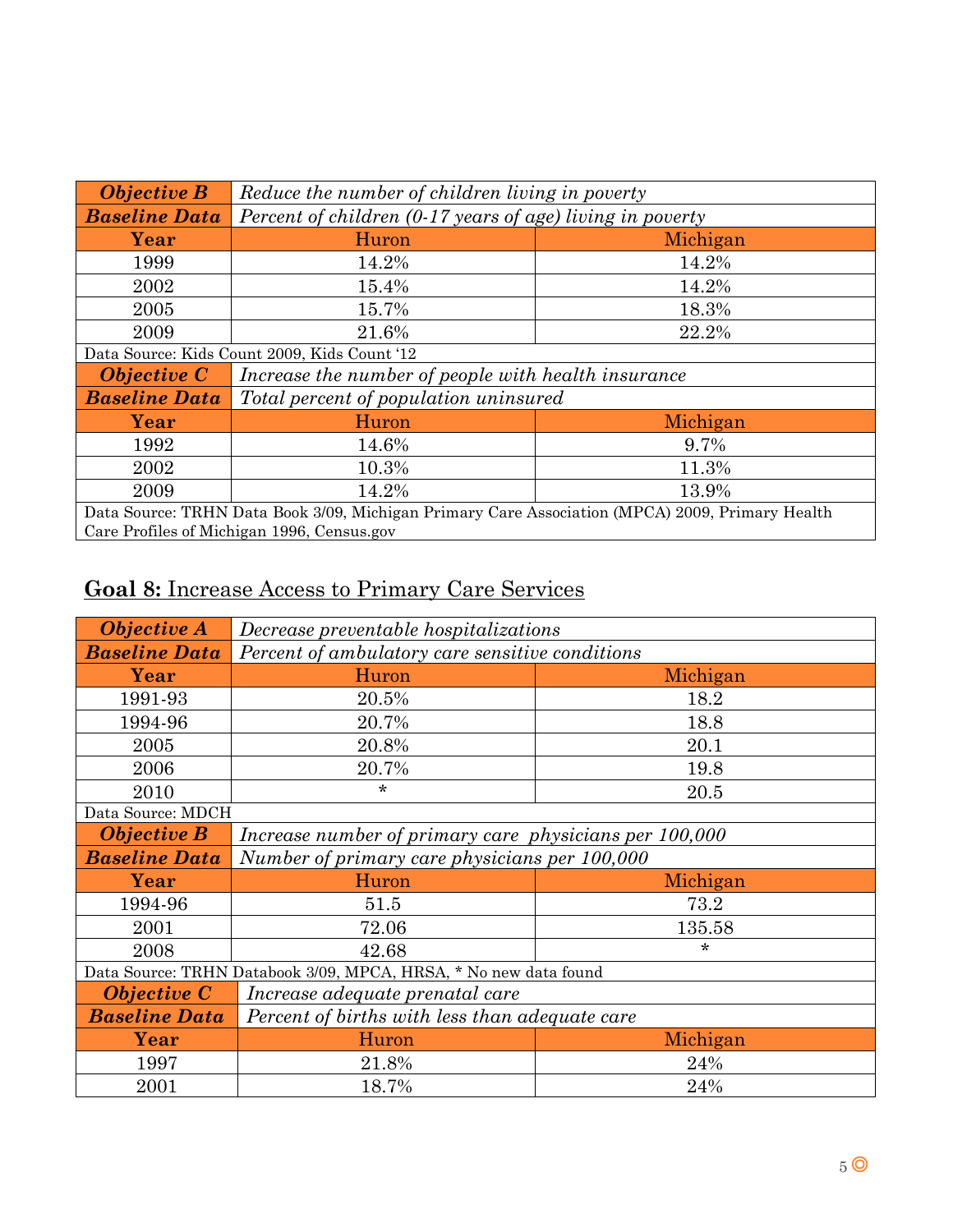| ***Objective B*** | *Reduce the number of children living in poverty* | |
|---|---|---|
| ***Baseline Data*** | *Percent of children (0-17 years of age) living in poverty* | |
| **Year** | Huron | Michigan |
| 1999 | 14.2% | 14.2% |
| 2002 | 15.4% | 14.2% |
| 2005 | 15.7% | 18.3% |
| 2009 | 21.6% | 22.2% |
| Data Source: Kids Count 2009, Kids Count '12 | | |
| ***Objective C*** | *Increase the number of people with health insurance* | |
| ***Baseline Data*** | *Total percent of population uninsured* | |
| **Year** | Huron | Michigan |
| 1992 | 14.6% | 9.7% |
| 2002 | 10.3% | 11.3% |
| 2009 | 14.2% | 13.9% |
| Data Source: TRHN Data Book 3/09, Michigan Primary Care Association (MPCA) 2009, Primary Health Care Profiles of Michigan 1996, Census.gov | | |

## **Goal 8:** Increase Access to Primary Care Services

| ***Objective A*** | *Decrease preventable hospitalizations* | |
|---|---|---|
| ***Baseline Data*** | *Percent of ambulatory care sensitive conditions* | |
| **Year** | Huron | Michigan |
| 1991-93 | 20.5% | 18.2 |
| 1994-96 | 20.7% | 18.8 |
| 2005 | 20.8% | 20.1 |
| 2006 | 20.7% | 19.8 |
| 2010 | * | 20.5 |
| Data Source: MDCH | | |
| ***Objective B*** | *Increase number of primary care physicians per 100,000* | |
| ***Baseline Data*** | *Number of primary care physicians per 100,000* | |
| **Year** | Huron | Michigan |
| 1994-96 | 51.5 | 73.2 |
| 2001 | 72.06 | 135.58 |
| 2008 | 42.68 | * |
| Data Source: TRHN Databook 3/09, MPCA, HRSA, * No new data found | | |
| ***Objective C*** | *Increase adequate prenatal care* | |
| ***Baseline Data*** | *Percent of births with less than adequate care* | |
| **Year** | Huron | Michigan |
| 1997 | 21.8% | 24% |
| 2001 | 18.7% | 24% |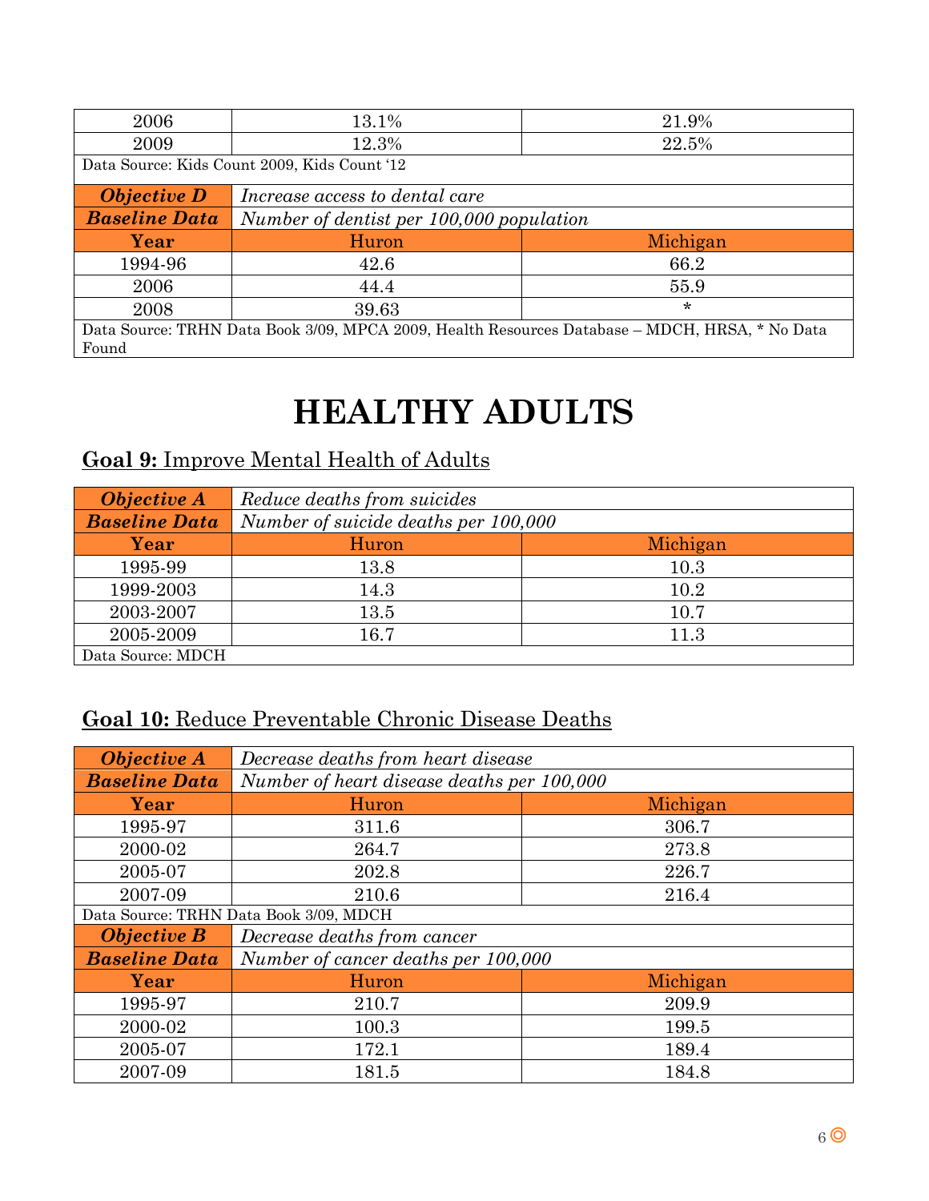| 2006 | 13.1% | 21.9% |
|---|---|---|
| 2009 | 12.3% | 22.5% |
| Data Source: Kids Count 2009, Kids Count '12 | | |

| ***Objective D*** | *Increase access to dental care* | |
|---|---|---|
| ***Baseline Data*** | *Number of dentist per 100,000 population* | |
| **Year** | Huron | Michigan |
| 1994-96 | 42.6 | 66.2 |
| 2006 | 44.4 | 55.9 |
| 2008 | 39.63 | * |
| Data Source: TRHN Data Book 3/09, MPCA 2009, Health Resources Database – MDCH, HRSA, * No Data Found | | |

# HEALTHY ADULTS

## **Goal 9:** Improve Mental Health of Adults

| ***Objective A*** | *Reduce deaths from suicides* | |
|---|---|---|
| ***Baseline Data*** | *Number of suicide deaths per 100,000* | |
| **Year** | Huron | Michigan |
| 1995-99 | 13.8 | 10.3 |
| 1999-2003 | 14.3 | 10.2 |
| 2003-2007 | 13.5 | 10.7 |
| 2005-2009 | 16.7 | 11.3 |
| Data Source: MDCH | | |

## **Goal 10:** Reduce Preventable Chronic Disease Deaths

| ***Objective A*** | *Decrease deaths from heart disease* | |
|---|---|---|
| ***Baseline Data*** | *Number of heart disease deaths per 100,000* | |
| **Year** | Huron | Michigan |
| 1995-97 | 311.6 | 306.7 |
| 2000-02 | 264.7 | 273.8 |
| 2005-07 | 202.8 | 226.7 |
| 2007-09 | 210.6 | 216.4 |
| Data Source: TRHN Data Book 3/09, MDCH | | |
| ***Objective B*** | *Decrease deaths from cancer* | |
| ***Baseline Data*** | *Number of cancer deaths per 100,000* | |
| **Year** | Huron | Michigan |
| 1995-97 | 210.7 | 209.9 |
| 2000-02 | 100.3 | 199.5 |
| 2005-07 | 172.1 | 189.4 |
| 2007-09 | 181.5 | 184.8 |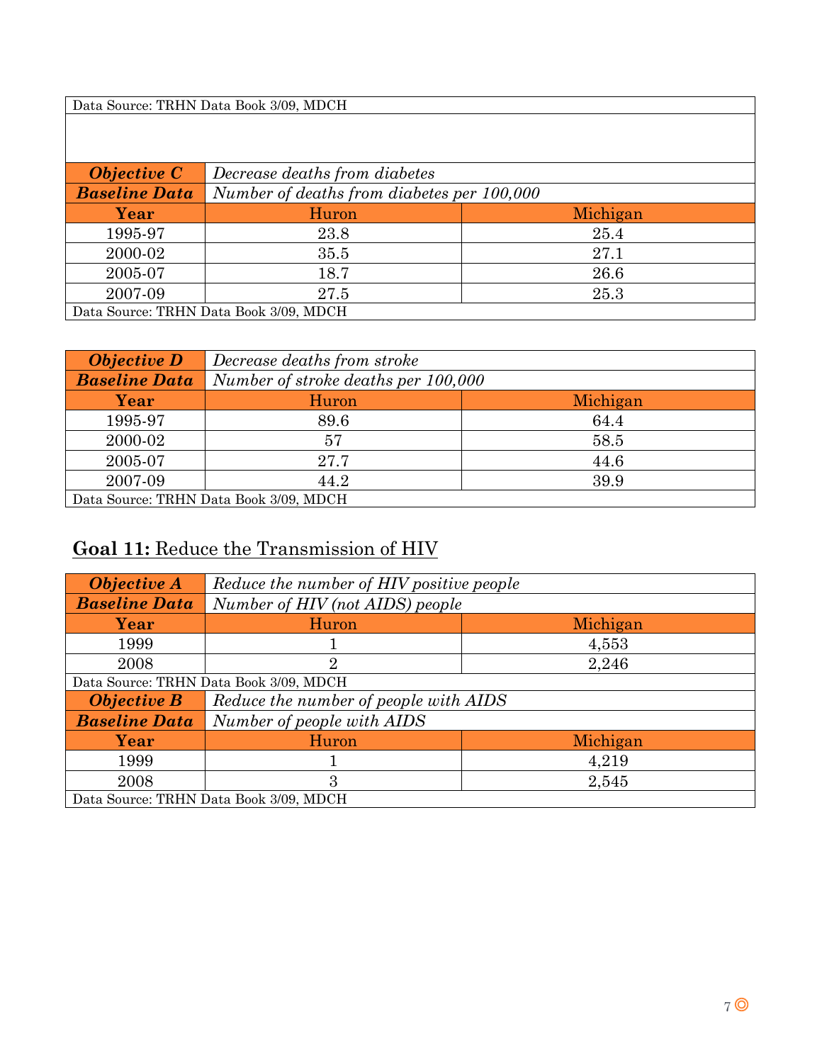Data Source: TRHN Data Book 3/09, MDCH

| ***Objective C*** | *Decrease deaths from diabetes* | |
|---|---|---|
| ***Baseline Data*** | *Number of deaths from diabetes per 100,000* | |
| **Year** | Huron | Michigan |
| 1995-97 | 23.8 | 25.4 |
| 2000-02 | 35.5 | 27.1 |
| 2005-07 | 18.7 | 26.6 |
| 2007-09 | 27.5 | 25.3 |
| Data Source: TRHN Data Book 3/09, MDCH | | |

| ***Objective D*** | *Decrease deaths from stroke* | |
|---|---|---|
| ***Baseline Data*** | *Number of stroke deaths per 100,000* | |
| **Year** | Huron | Michigan |
| 1995-97 | 89.6 | 64.4 |
| 2000-02 | 57 | 58.5 |
| 2005-07 | 27.7 | 44.6 |
| 2007-09 | 44.2 | 39.9 |
| Data Source: TRHN Data Book 3/09, MDCH | | |

## **Goal 11:** Reduce the Transmission of HIV

| ***Objective A*** | *Reduce the number of HIV positive people* | |
|---|---|---|
| ***Baseline Data*** | *Number of HIV (not AIDS) people* | |
| **Year** | Huron | Michigan |
| 1999 | 1 | 4,553 |
| 2008 | 2 | 2,246 |
| Data Source: TRHN Data Book 3/09, MDCH | | |
| ***Objective B*** | *Reduce the number of people with AIDS* | |
| ***Baseline Data*** | *Number of people with AIDS* | |
| **Year** | Huron | Michigan |
| 1999 | 1 | 4,219 |
| 2008 | 3 | 2,545 |
| Data Source: TRHN Data Book 3/09, MDCH | | |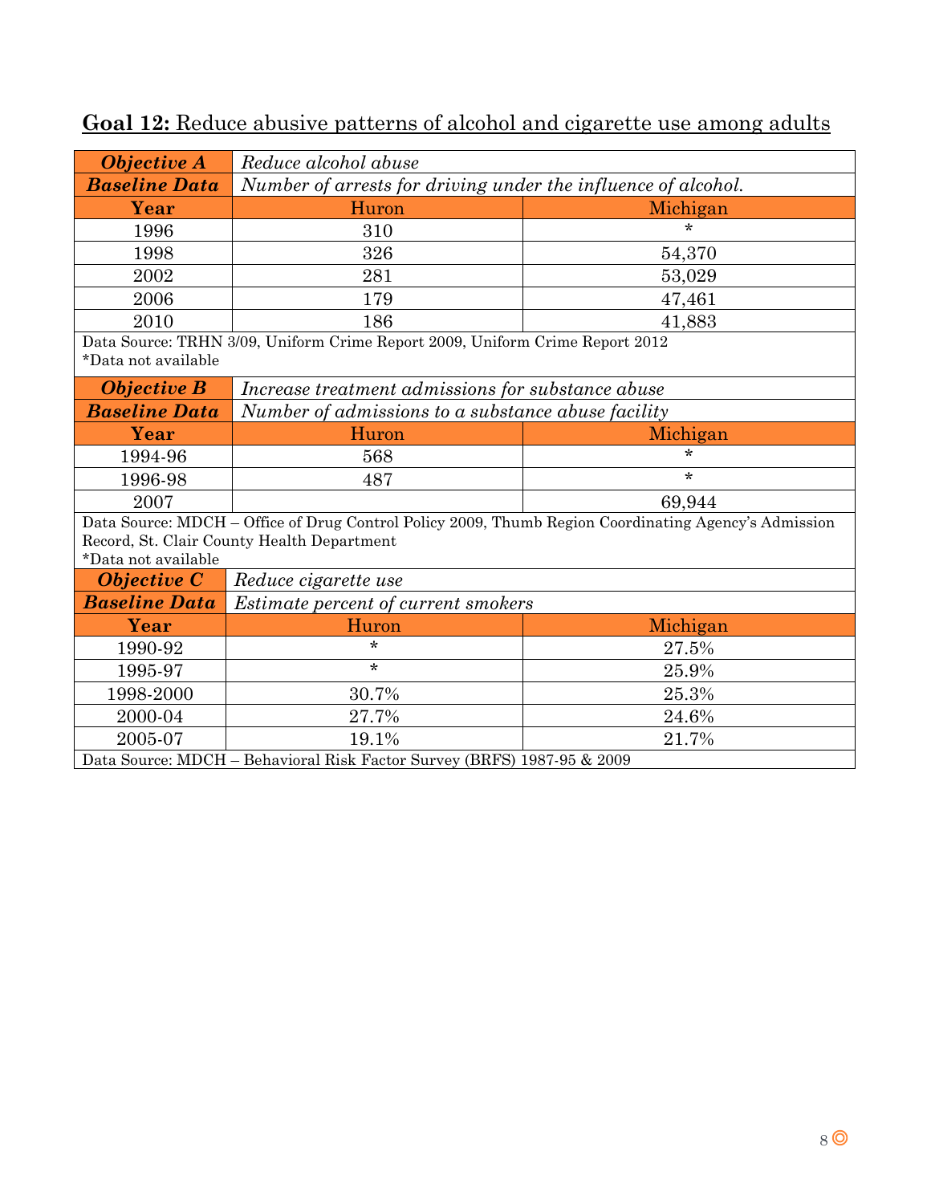## **Goal 12:** Reduce abusive patterns of alcohol and cigarette use among adults

| ***Objective A*** | *Reduce alcohol abuse* | |
|---|---|---|
| ***Baseline Data*** | *Number of arrests for driving under the influence of alcohol.* | |
| **Year** | Huron | Michigan |
| 1996 | 310 | * |
| 1998 | 326 | 54,370 |
| 2002 | 281 | 53,029 |
| 2006 | 179 | 47,461 |
| 2010 | 186 | 41,883 |
| Data Source: TRHN 3/09, Uniform Crime Report 2009, Uniform Crime Report 2012<br>*Data not available | | |
| ***Objective B*** | *Increase treatment admissions for substance abuse* | |
| ***Baseline Data*** | *Number of admissions to a substance abuse facility* | |
| **Year** | Huron | Michigan |
| 1994-96 | 568 | * |
| 1996-98 | 487 | * |
| 2007 | | 69,944 |
| Data Source: MDCH – Office of Drug Control Policy 2009, Thumb Region Coordinating Agency's Admission Record, St. Clair County Health Department<br>*Data not available | | |
| ***Objective C*** | *Reduce cigarette use* | |
| ***Baseline Data*** | *Estimate percent of current smokers* | |
| **Year** | Huron | Michigan |
| 1990-92 | * | 27.5% |
| 1995-97 | * | 25.9% |
| 1998-2000 | 30.7% | 25.3% |
| 2000-04 | 27.7% | 24.6% |
| 2005-07 | 19.1% | 21.7% |
| Data Source: MDCH – Behavioral Risk Factor Survey (BRFS) 1987-95 & 2009 | | |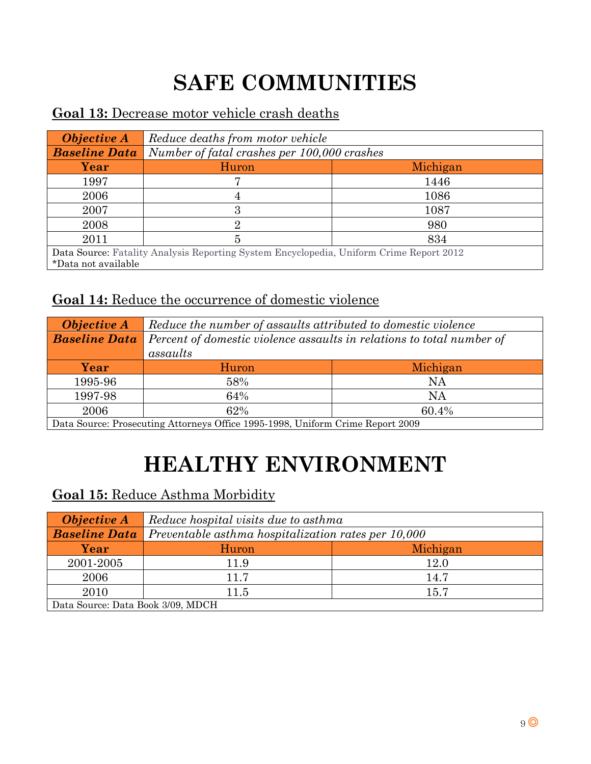# SAFE COMMUNITIES

## Goal 13: Decrease motor vehicle crash deaths

| ***Objective A*** | *Reduce deaths from motor vehicle* | |
|---|---|---|
| ***Baseline Data*** | *Number of fatal crashes per 100,000 crashes* | |
| **Year** | Huron | Michigan |
| 1997 | 7 | 1446 |
| 2006 | 4 | 1086 |
| 2007 | 3 | 1087 |
| 2008 | 2 | 980 |
| 2011 | 5 | 834 |
| Data Source: Fatality Analysis Reporting System Encyclopedia, Uniform Crime Report 2012<br>*Data not available | | |

## Goal 14: Reduce the occurrence of domestic violence

| ***Objective A*** | *Reduce the number of assaults attributed to domestic violence* | |
|---|---|---|
| ***Baseline Data*** | *Percent of domestic violence assaults in relations to total number of assaults* | |
| **Year** | Huron | Michigan |
| 1995-96 | 58% | NA |
| 1997-98 | 64% | NA |
| 2006 | 62% | 60.4% |
| Data Source: Prosecuting Attorneys Office 1995-1998, Uniform Crime Report 2009 | | |

# HEALTHY ENVIRONMENT

## Goal 15: Reduce Asthma Morbidity

| ***Objective A*** | *Reduce hospital visits due to asthma* | |
|---|---|---|
| ***Baseline Data*** | *Preventable asthma hospitalization rates per 10,000* | |
| **Year** | Huron | Michigan |
| 2001-2005 | 11.9 | 12.0 |
| 2006 | 11.7 | 14.7 |
| 2010 | 11.5 | 15.7 |
| Data Source: Data Book 3/09, MDCH | | |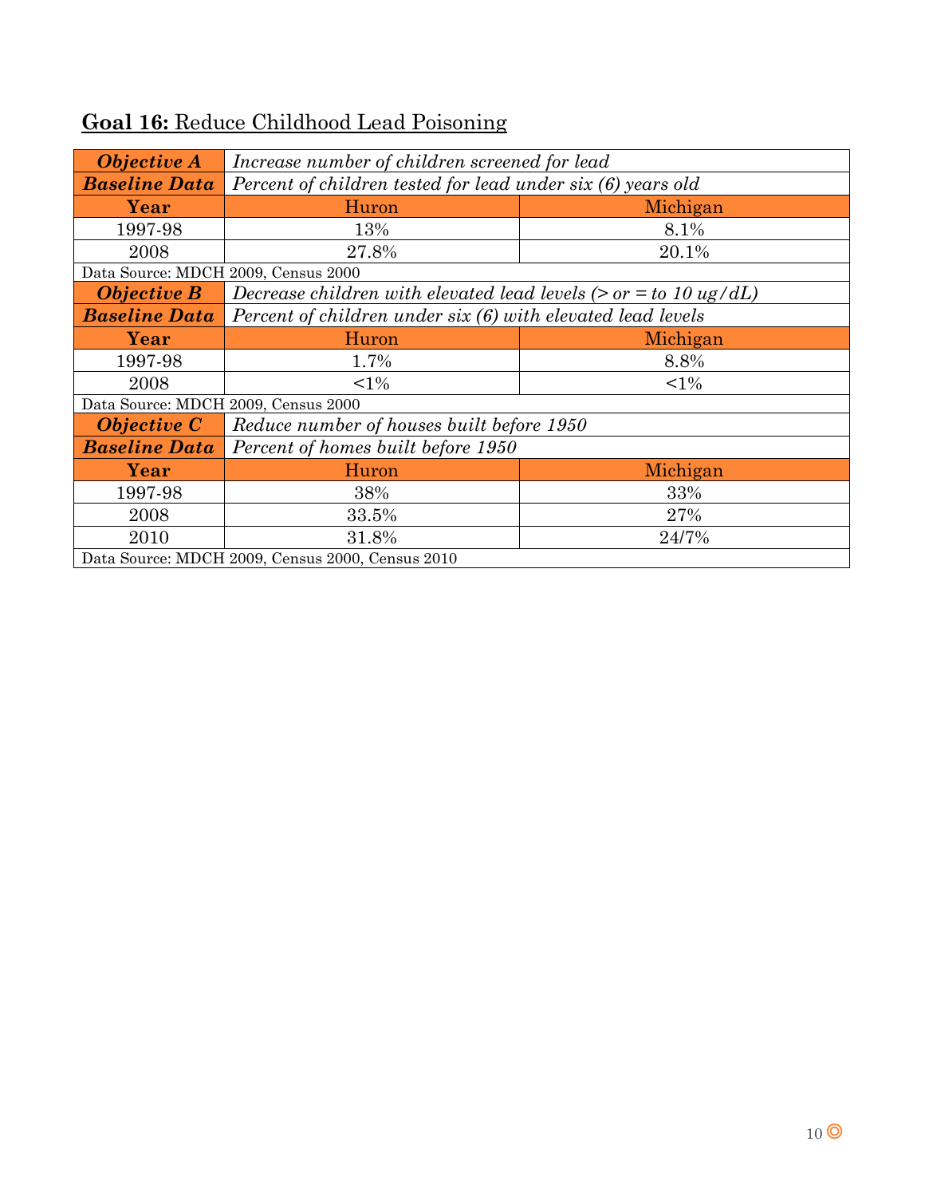## **Goal 16:** Reduce Childhood Lead Poisoning

| ***Objective A*** | *Increase number of children screened for lead* | |
|---|---|---|
| ***Baseline Data*** | *Percent of children tested for lead under six (6) years old* | |
| **Year** | Huron | Michigan |
| 1997-98 | 13% | 8.1% |
| 2008 | 27.8% | 20.1% |
| Data Source: MDCH 2009, Census 2000 | | |
| ***Objective B*** | *Decrease children with elevated lead levels (> or = to 10 ug/dL)* | |
| ***Baseline Data*** | *Percent of children under six (6) with elevated lead levels* | |
| **Year** | Huron | Michigan |
| 1997-98 | 1.7% | 8.8% |
| 2008 | <1% | <1% |
| Data Source: MDCH 2009, Census 2000 | | |
| ***Objective C*** | *Reduce number of houses built before 1950* | |
| ***Baseline Data*** | *Percent of homes built before 1950* | |
| **Year** | Huron | Michigan |
| 1997-98 | 38% | 33% |
| 2008 | 33.5% | 27% |
| 2010 | 31.8% | 24/7% |
| Data Source: MDCH 2009, Census 2000, Census 2010 | | |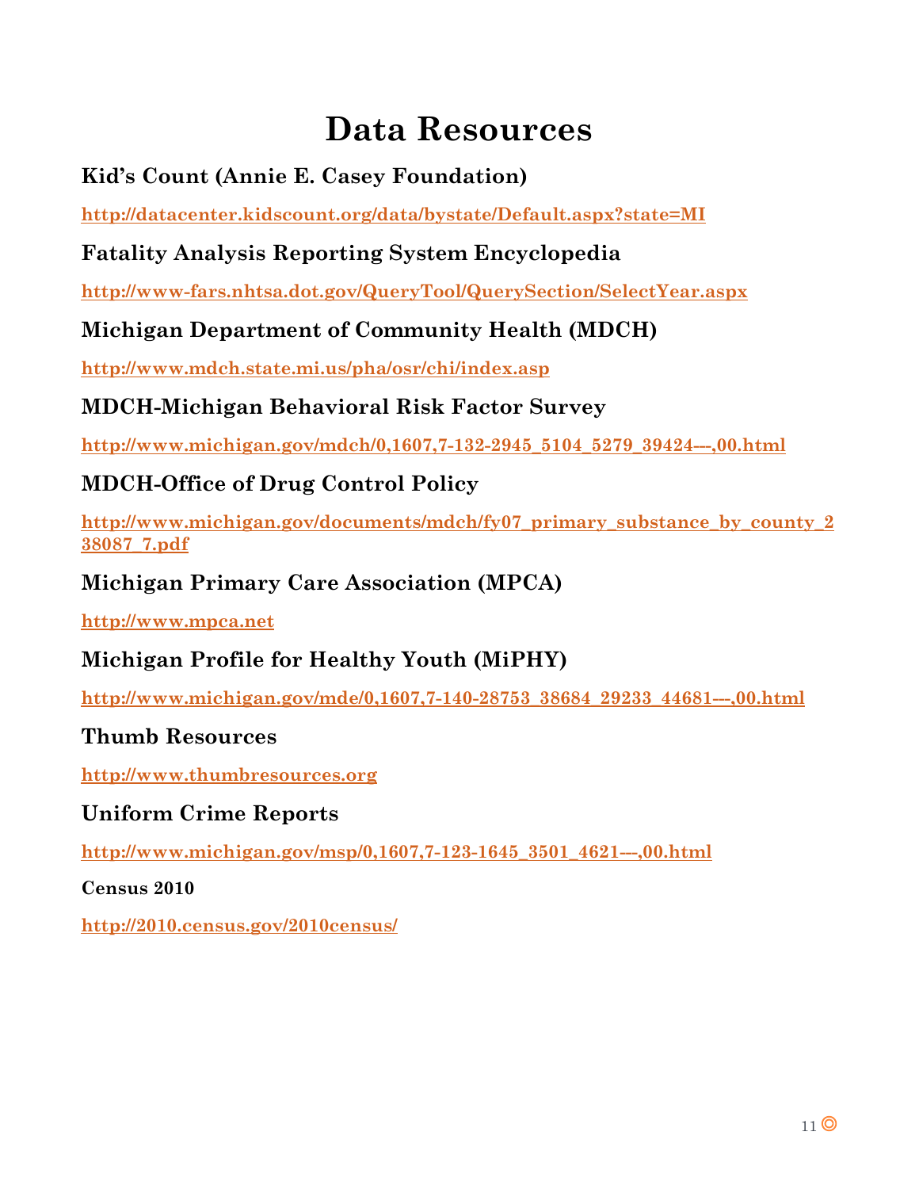# Data Resources

**Kid's Count (Annie E. Casey Foundation)**

http://datacenter.kidscount.org/data/bystate/Default.aspx?state=MI

**Fatality Analysis Reporting System Encyclopedia**

http://www-fars.nhtsa.dot.gov/QueryTool/QuerySection/SelectYear.aspx

**Michigan Department of Community Health (MDCH)**

http://www.mdch.state.mi.us/pha/osr/chi/index.asp

**MDCH-Michigan Behavioral Risk Factor Survey**

http://www.michigan.gov/mdch/0,1607,7-132-2945_5104_5279_39424---,00.html

**MDCH-Office of Drug Control Policy**

http://www.michigan.gov/documents/mdch/fy07_primary_substance_by_county_238087_7.pdf

**Michigan Primary Care Association (MPCA)**

http://www.mpca.net

**Michigan Profile for Healthy Youth (MiPHY)**

http://www.michigan.gov/mde/0,1607,7-140-28753_38684_29233_44681---,00.html

**Thumb Resources**

http://www.thumbresources.org

**Uniform Crime Reports**

http://www.michigan.gov/msp/0,1607,7-123-1645_3501_4621---,00.html

**Census 2010**

http://2010.census.gov/2010census/